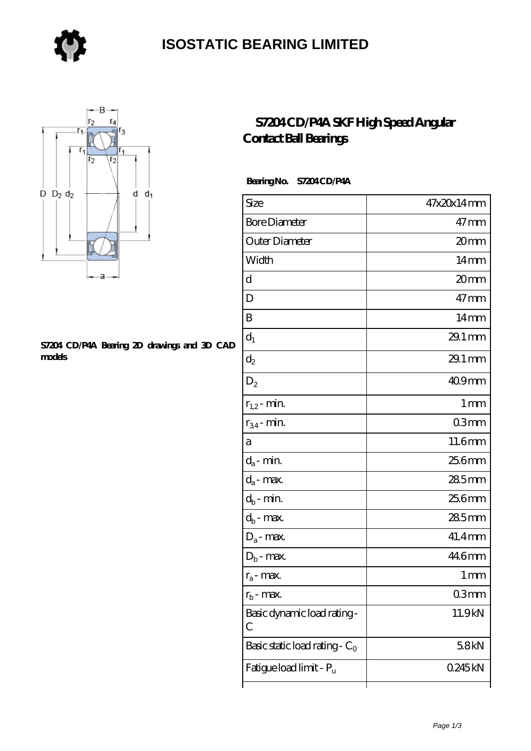# ISOSTATIC BEARING LIMITED

## S7204 CD/P4A SKF High Speed Angular Contact Ball Bearings

S7204 CD/P4A Bearing 2D drawings and 3D CAD models

**Bearing No.** **S7204 CD/P4A**

| Size | 47x20x14 mm |
|---|---|
| Bore Diameter | 47 mm |
| Outer Diameter | 20 mm |
| Width | 14 mm |
| d | 20 mm |
| D | 47 mm |
| B | 14 mm |
| $d_1$ | 29.1 mm |
| $d_2$ | 29.1 mm |
| $D_2$ | 40.9 mm |
| $r_{1,2}$ - min. | 1 mm |
| $r_{3,4}$ - min. | 0.3 mm |
| a | 11.6 mm |
| $d_a$ - min. | 25.6 mm |
| $d_a$ - max. | 28.5 mm |
| $d_b$ - min. | 25.6 mm |
| $d_b$ - max. | 28.5 mm |
| $D_a$ - max. | 41.4 mm |
| $D_b$ - max. | 44.6 mm |
| $r_a$ - max. | 1 mm |
| $r_b$ - max. | 0.3 mm |
| Basic dynamic load rating - C | 11.9 kN |
| Basic static load rating - $C_0$ | 5.8 kN |
| Fatigue load limit - $P_u$ | 0.245 kN |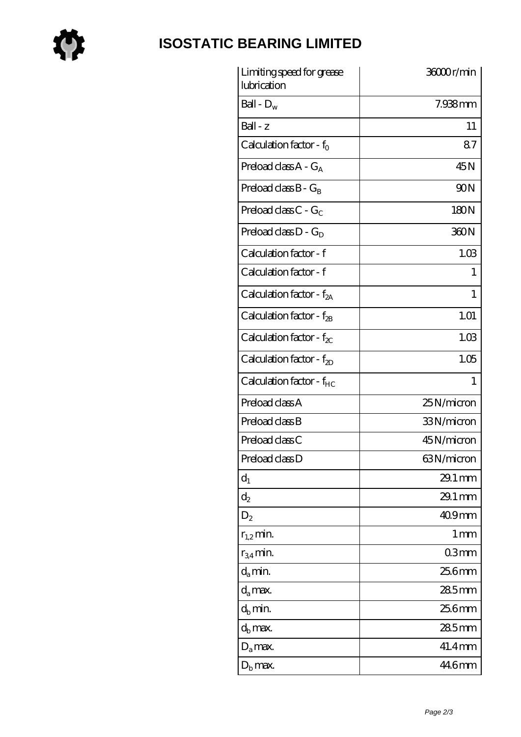# ISOSTATIC BEARING LIMITED

| | |
|---|---|
| Limiting speed for grease lubrication | 36000 r/min |
| Ball - $D_w$ | 7.938 mm |
| Ball - z | 11 |
| Calculation factor - $f_0$ | 8.7 |
| Preload class A - $G_A$ | 45 N |
| Preload class B - $G_B$ | 90 N |
| Preload class C - $G_C$ | 180 N |
| Preload class D - $G_D$ | 360 N |
| Calculation factor - f | 1.03 |
| Calculation factor - f | 1 |
| Calculation factor - $f_{2A}$ | 1 |
| Calculation factor - $f_{2B}$ | 1.01 |
| Calculation factor - $f_{2C}$ | 1.03 |
| Calculation factor - $f_{2D}$ | 1.05 |
| Calculation factor - $f_{HC}$ | 1 |
| Preload class A | 25 N/micron |
| Preload class B | 33 N/micron |
| Preload class C | 45 N/micron |
| Preload class D | 63 N/micron |
| $d_1$ | 29.1 mm |
| $d_2$ | 29.1 mm |
| $D_2$ | 40.9 mm |
| $r_{1,2}$ min. | 1 mm |
| $r_{3,4}$ min. | 0.3 mm |
| $d_a$ min. | 25.6 mm |
| $d_a$ max. | 28.5 mm |
| $d_b$ min. | 25.6 mm |
| $d_b$ max. | 28.5 mm |
| $D_a$ max. | 41.4 mm |
| $D_b$ max. | 44.6 mm |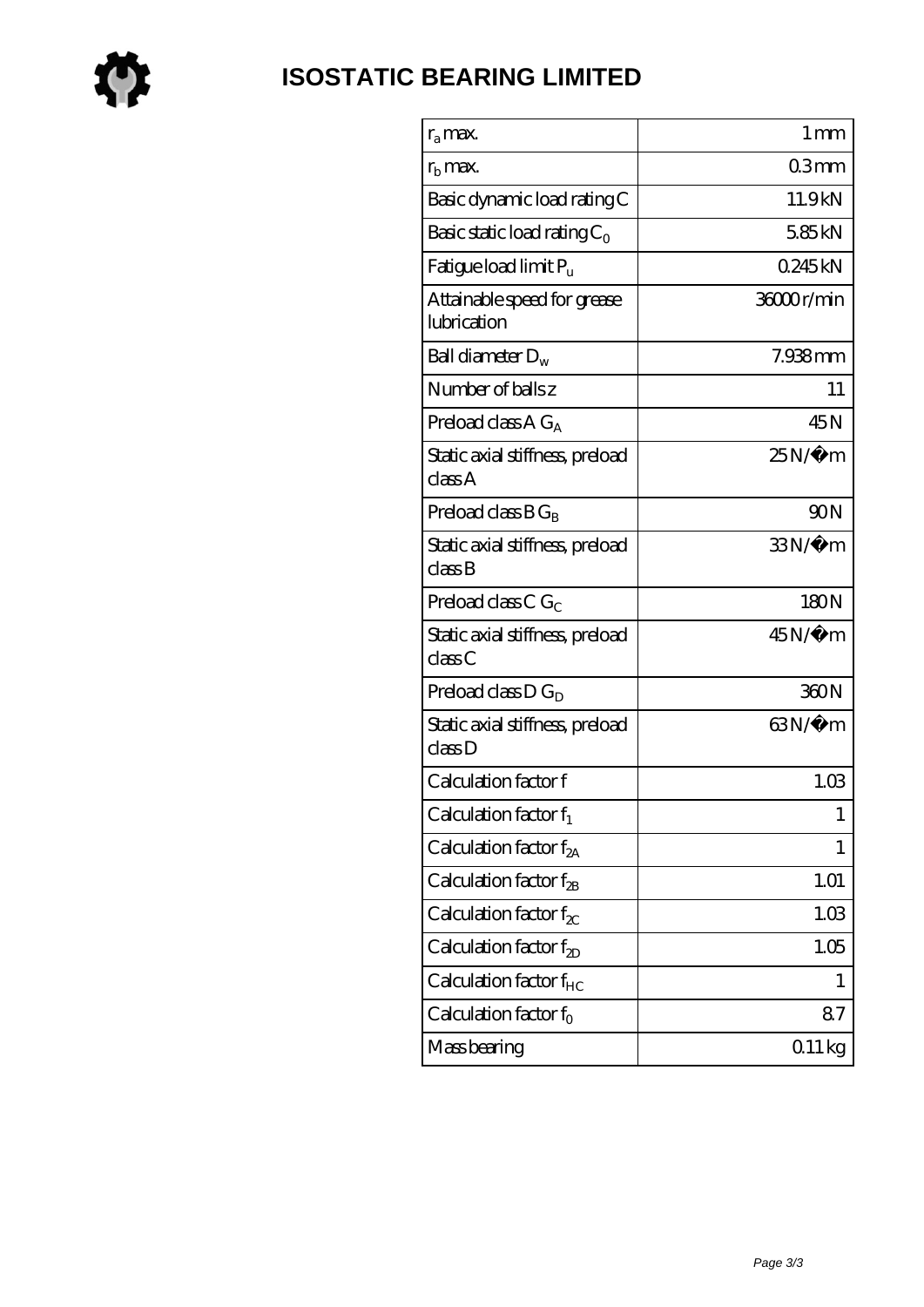# ISOSTATIC BEARING LIMITED

| | |
|---|---|
| $r_a$ max. | 1 mm |
| $r_b$ max. | 0.3 mm |
| Basic dynamic load rating C | 11.9 kN |
| Basic static load rating $C_0$ | 5.85 kN |
| Fatigue load limit $P_u$ | 0.245 kN |
| Attainable speed for grease lubrication | 36000 r/min |
| Ball diameter $D_w$ | 7.938 mm |
| Number of balls z | 11 |
| Preload class A $G_A$ | 45 N |
| Static axial stiffness, preload class A | 25 N/�m |
| Preload class B $G_B$ | 90 N |
| Static axial stiffness, preload class B | 33 N/�m |
| Preload class C $G_C$ | 180 N |
| Static axial stiffness, preload class C | 45 N/�m |
| Preload class D $G_D$ | 360 N |
| Static axial stiffness, preload class D | 63 N/�m |
| Calculation factor f | 1.03 |
| Calculation factor $f_1$ | 1 |
| Calculation factor $f_{2A}$ | 1 |
| Calculation factor $f_{2B}$ | 1.01 |
| Calculation factor $f_{2C}$ | 1.03 |
| Calculation factor $f_{2D}$ | 1.05 |
| Calculation factor $f_{HC}$ | 1 |
| Calculation factor $f_0$ | 8.7 |
| Mass bearing | 0.11 kg |